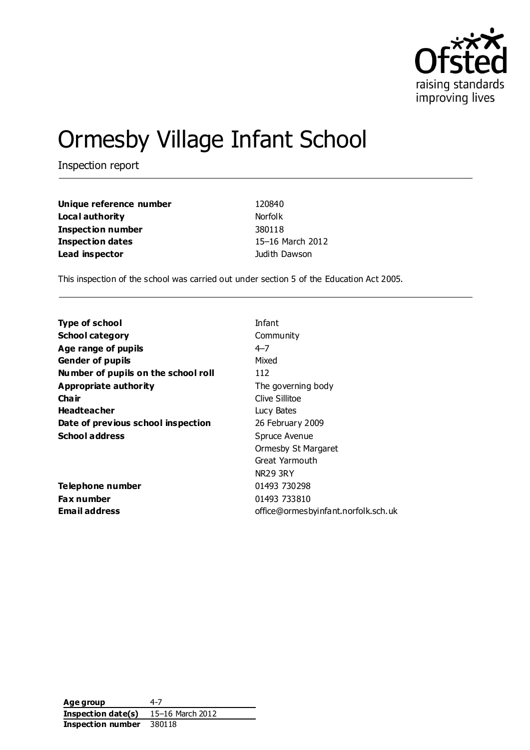# Ormesby Village Infant School

Inspection report

| | |
|---|---|
| **Unique reference number** | 120840 |
| **Local authority** | Norfolk |
| **Inspection number** | 380118 |
| **Inspection dates** | 15–16 March 2012 |
| **Lead inspector** | Judith Dawson |

This inspection of the school was carried out under section 5 of the Education Act 2005.

| | |
|---|---|
| **Type of school** | Infant |
| **School category** | Community |
| **Age range of pupils** | 4–7 |
| **Gender of pupils** | Mixed |
| **Number of pupils on the school roll** | 112 |
| **Appropriate authority** | The governing body |
| **Chair** | Clive Sillitoe |
| **Headteacher** | Lucy Bates |
| **Date of previous school inspection** | 26 February 2009 |
| **School address** | Spruce Avenue<br>Ormesby St Margaret<br>Great Yarmouth<br>NR29 3RY |
| **Telephone number** | 01493 730298 |
| **Fax number** | 01493 733810 |
| **Email address** | office@ormesbyinfant.norfolk.sch.uk |

| | |
|---|---|
| **Age group** | 4-7 |
| **Inspection date(s)** | 15–16 March 2012 |
| **Inspection number** | 380118 |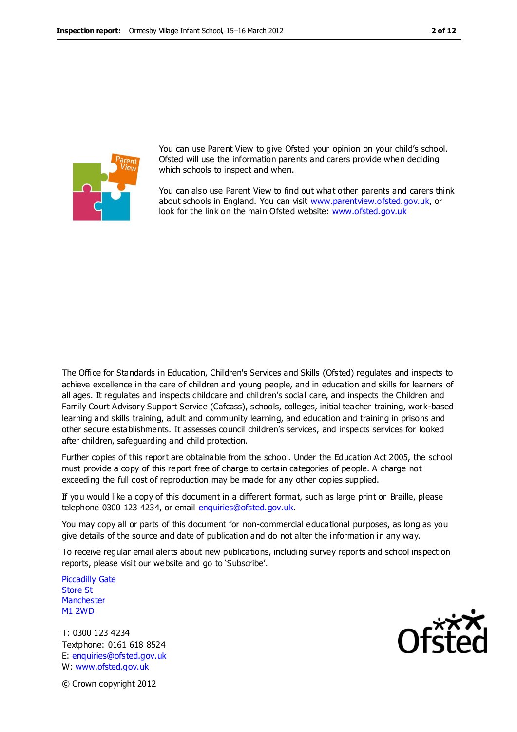You can use Parent View to give Ofsted your opinion on your child's school. Ofsted will use the information parents and carers provide when deciding which schools to inspect and when.

You can also use Parent View to find out what other parents and carers think about schools in England. You can visit www.parentview.ofsted.gov.uk, or look for the link on the main Ofsted website: www.ofsted.gov.uk

The Office for Standards in Education, Children's Services and Skills (Ofsted) regulates and inspects to achieve excellence in the care of children and young people, and in education and skills for learners of all ages. It regulates and inspects childcare and children's social care, and inspects the Children and Family Court Advisory Support Service (Cafcass), schools, colleges, initial teacher training, work-based learning and skills training, adult and community learning, and education and training in prisons and other secure establishments. It assesses council children's services, and inspects services for looked after children, safeguarding and child protection.

Further copies of this report are obtainable from the school. Under the Education Act 2005, the school must provide a copy of this report free of charge to certain categories of people. A charge not exceeding the full cost of reproduction may be made for any other copies supplied.

If you would like a copy of this document in a different format, such as large print or Braille, please telephone 0300 123 4234, or email enquiries@ofsted.gov.uk.

You may copy all or parts of this document for non-commercial educational purposes, as long as you give details of the source and date of publication and do not alter the information in any way.

To receive regular email alerts about new publications, including survey reports and school inspection reports, please visit our website and go to 'Subscribe'.

Piccadilly Gate
Store St
Manchester
M1 2WD

T: 0300 123 4234
Textphone: 0161 618 8524
E: enquiries@ofsted.gov.uk
W: www.ofsted.gov.uk

© Crown copyright 2012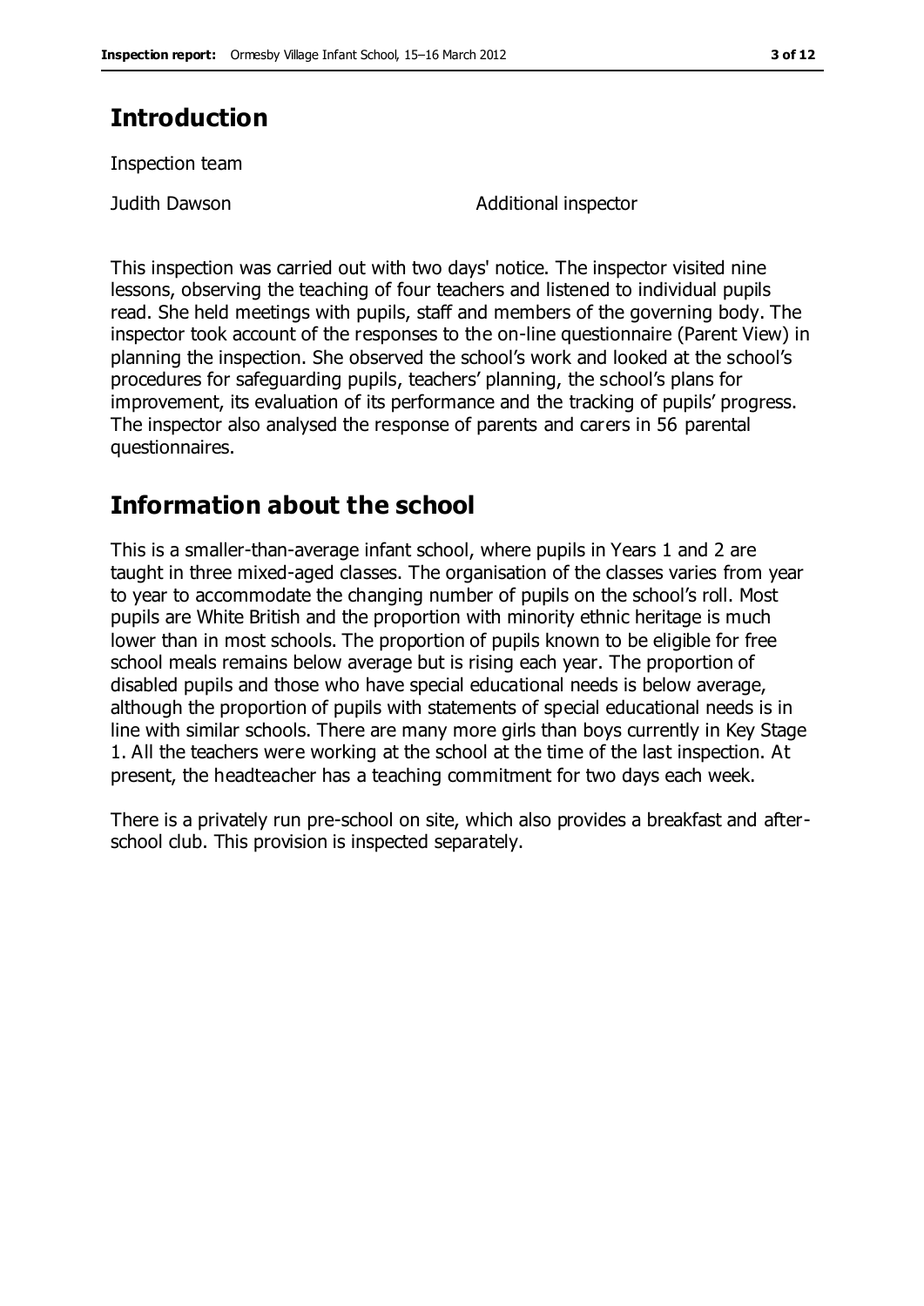## Introduction

Inspection team

| | |
|---|---|
| Judith Dawson | Additional inspector |

This inspection was carried out with two days' notice. The inspector visited nine lessons, observing the teaching of four teachers and listened to individual pupils read. She held meetings with pupils, staff and members of the governing body. The inspector took account of the responses to the on-line questionnaire (Parent View) in planning the inspection. She observed the school's work and looked at the school's procedures for safeguarding pupils, teachers' planning, the school's plans for improvement, its evaluation of its performance and the tracking of pupils' progress. The inspector also analysed the response of parents and carers in 56 parental questionnaires.

## Information about the school

This is a smaller-than-average infant school, where pupils in Years 1 and 2 are taught in three mixed-aged classes. The organisation of the classes varies from year to year to accommodate the changing number of pupils on the school's roll. Most pupils are White British and the proportion with minority ethnic heritage is much lower than in most schools. The proportion of pupils known to be eligible for free school meals remains below average but is rising each year. The proportion of disabled pupils and those who have special educational needs is below average, although the proportion of pupils with statements of special educational needs is in line with similar schools. There are many more girls than boys currently in Key Stage 1. All the teachers were working at the school at the time of the last inspection. At present, the headteacher has a teaching commitment for two days each week.

There is a privately run pre-school on site, which also provides a breakfast and after-school club. This provision is inspected separately.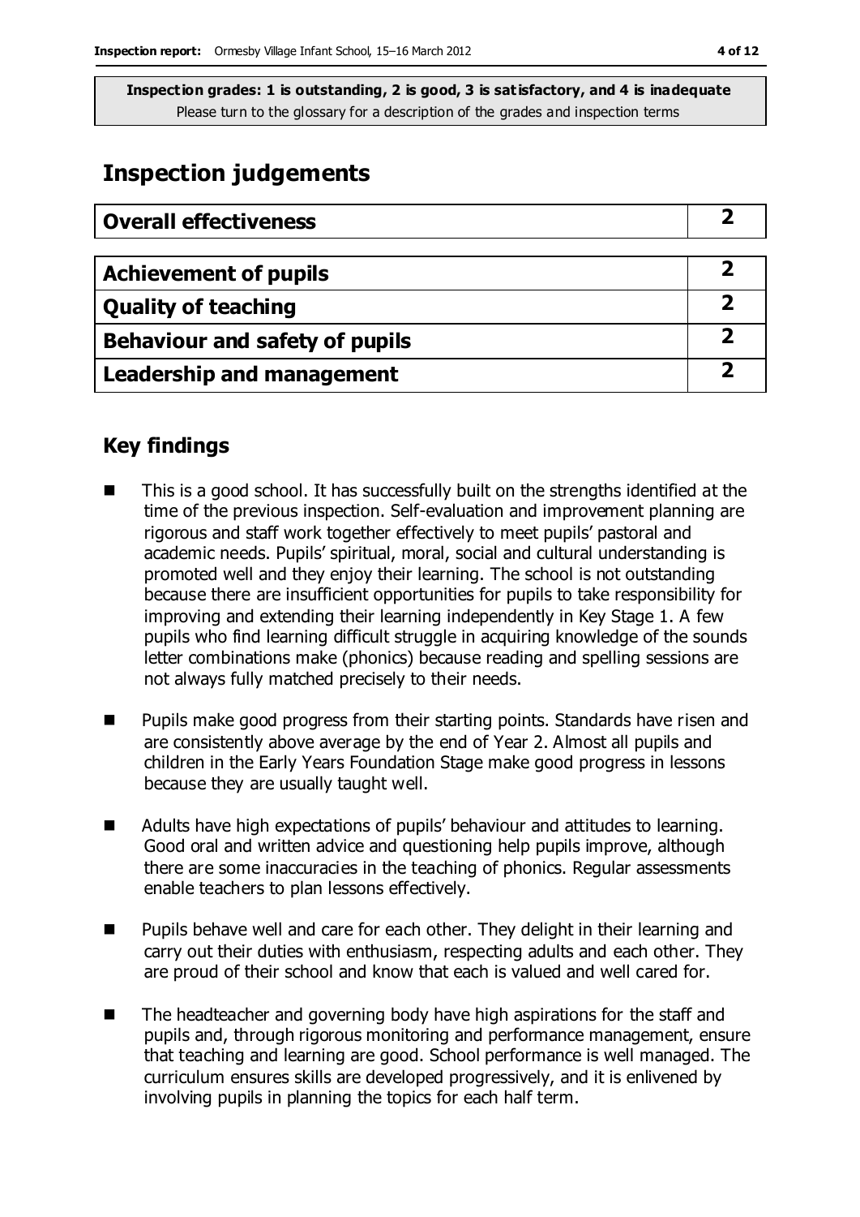**Inspection grades: 1 is outstanding, 2 is good, 3 is satisfactory, and 4 is inadequate**
Please turn to the glossary for a description of the grades and inspection terms

## Inspection judgements

| Overall effectiveness | 2 |
|---|---|

| Achievement of pupils | 2 |
|---|---|
| Quality of teaching | 2 |
| Behaviour and safety of pupils | 2 |
| Leadership and management | 2 |

### Key findings

- This is a good school. It has successfully built on the strengths identified at the time of the previous inspection. Self-evaluation and improvement planning are rigorous and staff work together effectively to meet pupils' pastoral and academic needs. Pupils' spiritual, moral, social and cultural understanding is promoted well and they enjoy their learning. The school is not outstanding because there are insufficient opportunities for pupils to take responsibility for improving and extending their learning independently in Key Stage 1. A few pupils who find learning difficult struggle in acquiring knowledge of the sounds letter combinations make (phonics) because reading and spelling sessions are not always fully matched precisely to their needs.
- Pupils make good progress from their starting points. Standards have risen and are consistently above average by the end of Year 2. Almost all pupils and children in the Early Years Foundation Stage make good progress in lessons because they are usually taught well.
- Adults have high expectations of pupils' behaviour and attitudes to learning. Good oral and written advice and questioning help pupils improve, although there are some inaccuracies in the teaching of phonics. Regular assessments enable teachers to plan lessons effectively.
- Pupils behave well and care for each other. They delight in their learning and carry out their duties with enthusiasm, respecting adults and each other. They are proud of their school and know that each is valued and well cared for.
- The headteacher and governing body have high aspirations for the staff and pupils and, through rigorous monitoring and performance management, ensure that teaching and learning are good. School performance is well managed. The curriculum ensures skills are developed progressively, and it is enlivened by involving pupils in planning the topics for each half term.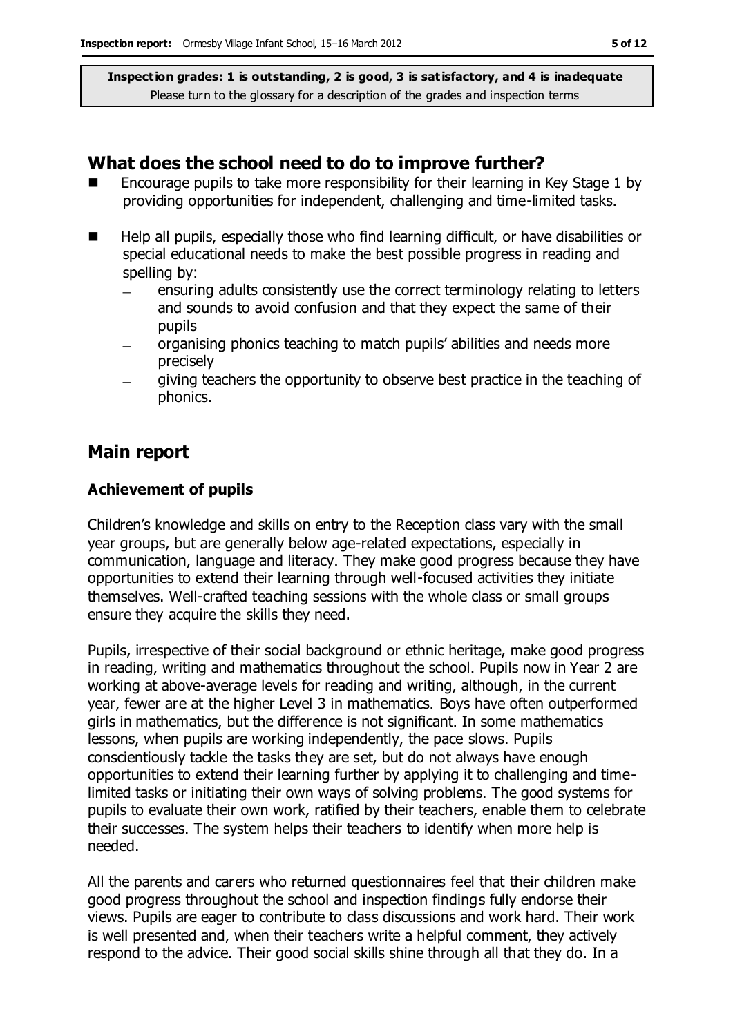**Inspection grades: 1 is outstanding, 2 is good, 3 is satisfactory, and 4 is inadequate**
Please turn to the glossary for a description of the grades and inspection terms

## What does the school need to do to improve further?

- Encourage pupils to take more responsibility for their learning in Key Stage 1 by providing opportunities for independent, challenging and time-limited tasks.
- Help all pupils, especially those who find learning difficult, or have disabilities or special educational needs to make the best possible progress in reading and spelling by:
  - ensuring adults consistently use the correct terminology relating to letters and sounds to avoid confusion and that they expect the same of their pupils
  - organising phonics teaching to match pupils' abilities and needs more precisely
  - giving teachers the opportunity to observe best practice in the teaching of phonics.

## Main report

### Achievement of pupils

Children's knowledge and skills on entry to the Reception class vary with the small year groups, but are generally below age-related expectations, especially in communication, language and literacy. They make good progress because they have opportunities to extend their learning through well-focused activities they initiate themselves. Well-crafted teaching sessions with the whole class or small groups ensure they acquire the skills they need.

Pupils, irrespective of their social background or ethnic heritage, make good progress in reading, writing and mathematics throughout the school. Pupils now in Year 2 are working at above-average levels for reading and writing, although, in the current year, fewer are at the higher Level 3 in mathematics. Boys have often outperformed girls in mathematics, but the difference is not significant. In some mathematics lessons, when pupils are working independently, the pace slows. Pupils conscientiously tackle the tasks they are set, but do not always have enough opportunities to extend their learning further by applying it to challenging and time-limited tasks or initiating their own ways of solving problems. The good systems for pupils to evaluate their own work, ratified by their teachers, enable them to celebrate their successes. The system helps their teachers to identify when more help is needed.

All the parents and carers who returned questionnaires feel that their children make good progress throughout the school and inspection findings fully endorse their views. Pupils are eager to contribute to class discussions and work hard. Their work is well presented and, when their teachers write a helpful comment, they actively respond to the advice. Their good social skills shine through all that they do. In a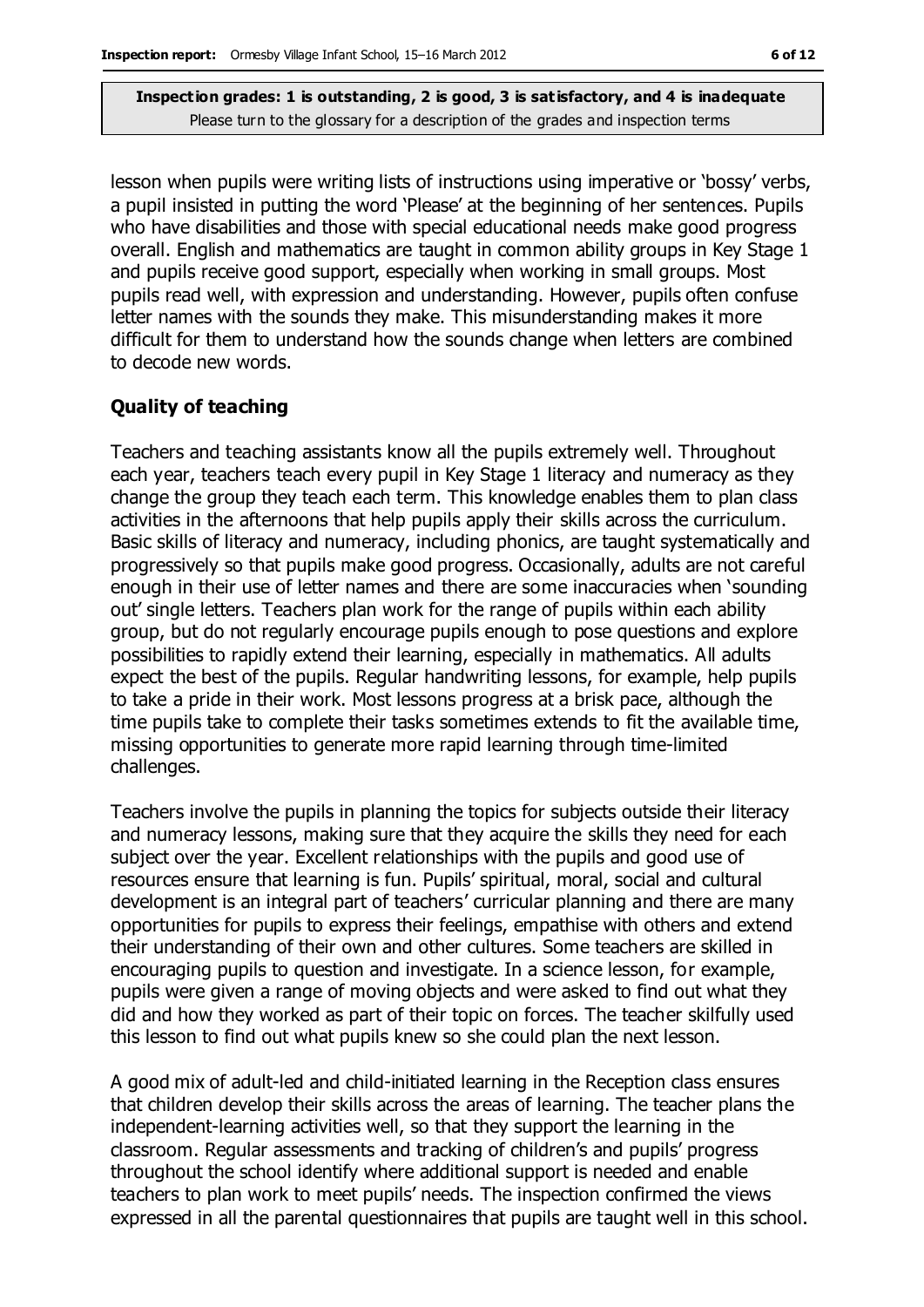lesson when pupils were writing lists of instructions using imperative or 'bossy' verbs, a pupil insisted in putting the word 'Please' at the beginning of her sentences. Pupils who have disabilities and those with special educational needs make good progress overall. English and mathematics are taught in common ability groups in Key Stage 1 and pupils receive good support, especially when working in small groups. Most pupils read well, with expression and understanding. However, pupils often confuse letter names with the sounds they make. This misunderstanding makes it more difficult for them to understand how the sounds change when letters are combined to decode new words.

**Quality of teaching**

Teachers and teaching assistants know all the pupils extremely well. Throughout each year, teachers teach every pupil in Key Stage 1 literacy and numeracy as they change the group they teach each term. This knowledge enables them to plan class activities in the afternoons that help pupils apply their skills across the curriculum. Basic skills of literacy and numeracy, including phonics, are taught systematically and progressively so that pupils make good progress. Occasionally, adults are not careful enough in their use of letter names and there are some inaccuracies when 'sounding out' single letters. Teachers plan work for the range of pupils within each ability group, but do not regularly encourage pupils enough to pose questions and explore possibilities to rapidly extend their learning, especially in mathematics. All adults expect the best of the pupils. Regular handwriting lessons, for example, help pupils to take a pride in their work. Most lessons progress at a brisk pace, although the time pupils take to complete their tasks sometimes extends to fit the available time, missing opportunities to generate more rapid learning through time-limited challenges.

Teachers involve the pupils in planning the topics for subjects outside their literacy and numeracy lessons, making sure that they acquire the skills they need for each subject over the year. Excellent relationships with the pupils and good use of resources ensure that learning is fun. Pupils' spiritual, moral, social and cultural development is an integral part of teachers' curricular planning and there are many opportunities for pupils to express their feelings, empathise with others and extend their understanding of their own and other cultures. Some teachers are skilled in encouraging pupils to question and investigate. In a science lesson, for example, pupils were given a range of moving objects and were asked to find out what they did and how they worked as part of their topic on forces. The teacher skilfully used this lesson to find out what pupils knew so she could plan the next lesson.

A good mix of adult-led and child-initiated learning in the Reception class ensures that children develop their skills across the areas of learning. The teacher plans the independent-learning activities well, so that they support the learning in the classroom. Regular assessments and tracking of children's and pupils' progress throughout the school identify where additional support is needed and enable teachers to plan work to meet pupils' needs. The inspection confirmed the views expressed in all the parental questionnaires that pupils are taught well in this school.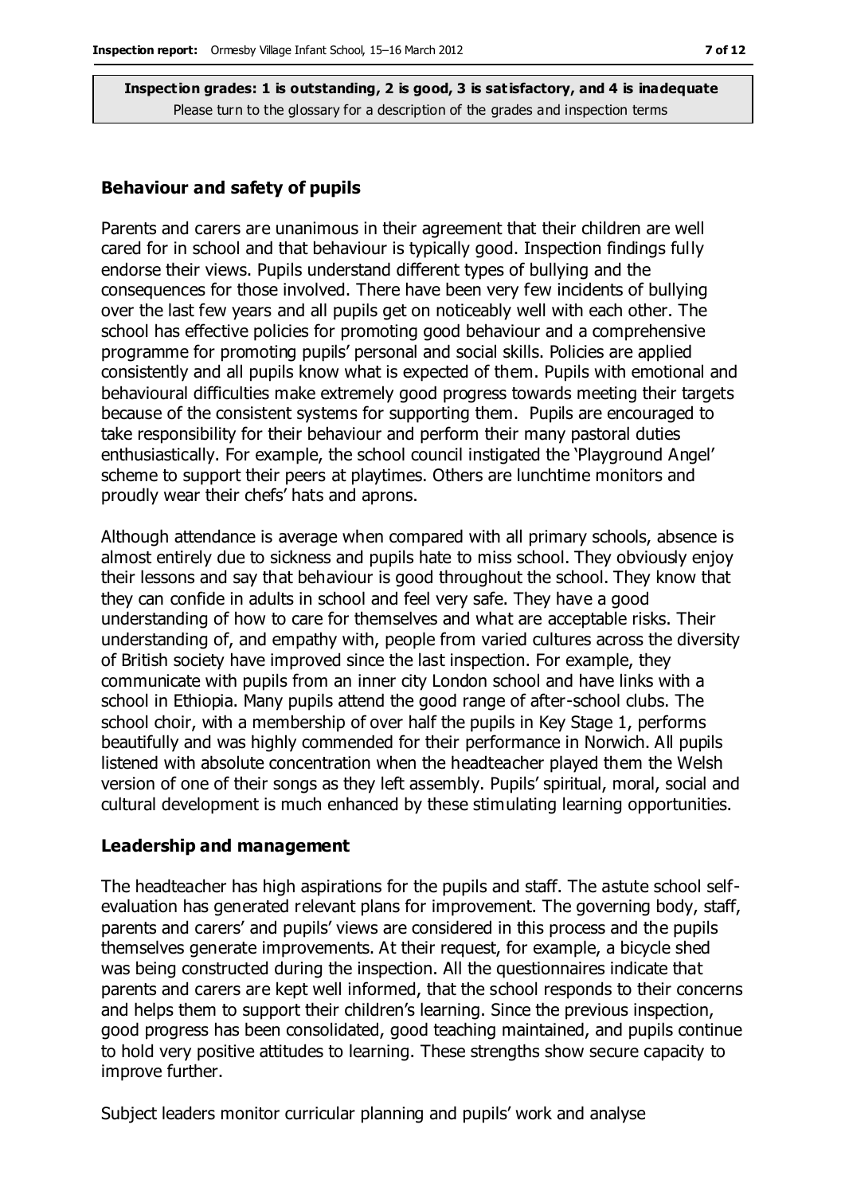**Inspection grades: 1 is outstanding, 2 is good, 3 is satisfactory, and 4 is inadequate**
Please turn to the glossary for a description of the grades and inspection terms

### Behaviour and safety of pupils

Parents and carers are unanimous in their agreement that their children are well cared for in school and that behaviour is typically good. Inspection findings fully endorse their views. Pupils understand different types of bullying and the consequences for those involved. There have been very few incidents of bullying over the last few years and all pupils get on noticeably well with each other. The school has effective policies for promoting good behaviour and a comprehensive programme for promoting pupils' personal and social skills. Policies are applied consistently and all pupils know what is expected of them. Pupils with emotional and behavioural difficulties make extremely good progress towards meeting their targets because of the consistent systems for supporting them. Pupils are encouraged to take responsibility for their behaviour and perform their many pastoral duties enthusiastically. For example, the school council instigated the 'Playground Angel' scheme to support their peers at playtimes. Others are lunchtime monitors and proudly wear their chefs' hats and aprons.

Although attendance is average when compared with all primary schools, absence is almost entirely due to sickness and pupils hate to miss school. They obviously enjoy their lessons and say that behaviour is good throughout the school. They know that they can confide in adults in school and feel very safe. They have a good understanding of how to care for themselves and what are acceptable risks. Their understanding of, and empathy with, people from varied cultures across the diversity of British society have improved since the last inspection. For example, they communicate with pupils from an inner city London school and have links with a school in Ethiopia. Many pupils attend the good range of after-school clubs. The school choir, with a membership of over half the pupils in Key Stage 1, performs beautifully and was highly commended for their performance in Norwich. All pupils listened with absolute concentration when the headteacher played them the Welsh version of one of their songs as they left assembly. Pupils' spiritual, moral, social and cultural development is much enhanced by these stimulating learning opportunities.

### Leadership and management

The headteacher has high aspirations for the pupils and staff. The astute school self-evaluation has generated relevant plans for improvement. The governing body, staff, parents and carers' and pupils' views are considered in this process and the pupils themselves generate improvements. At their request, for example, a bicycle shed was being constructed during the inspection. All the questionnaires indicate that parents and carers are kept well informed, that the school responds to their concerns and helps them to support their children's learning. Since the previous inspection, good progress has been consolidated, good teaching maintained, and pupils continue to hold very positive attitudes to learning. These strengths show secure capacity to improve further.

Subject leaders monitor curricular planning and pupils' work and analyse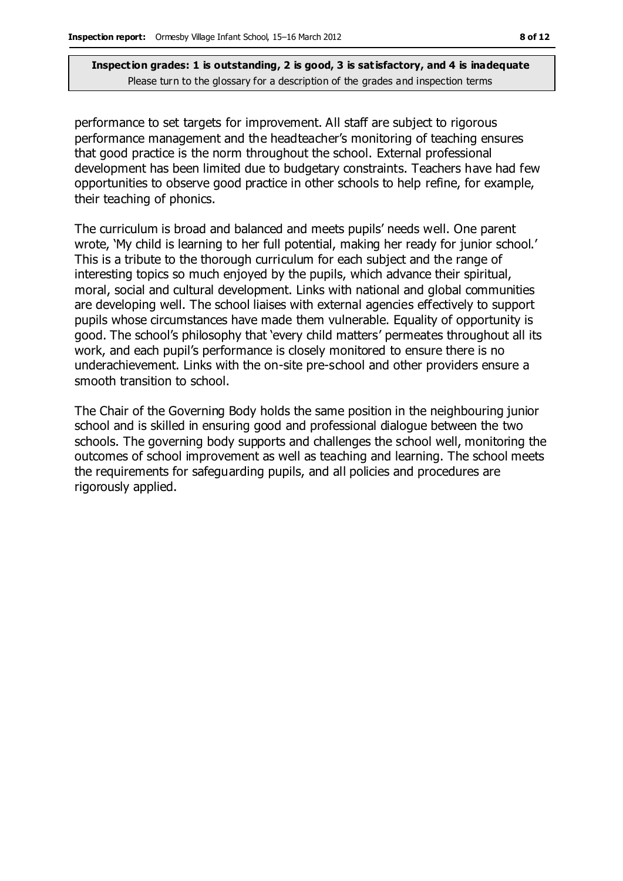performance to set targets for improvement. All staff are subject to rigorous performance management and the headteacher's monitoring of teaching ensures that good practice is the norm throughout the school. External professional development has been limited due to budgetary constraints. Teachers have had few opportunities to observe good practice in other schools to help refine, for example, their teaching of phonics.

The curriculum is broad and balanced and meets pupils' needs well. One parent wrote, 'My child is learning to her full potential, making her ready for junior school.' This is a tribute to the thorough curriculum for each subject and the range of interesting topics so much enjoyed by the pupils, which advance their spiritual, moral, social and cultural development. Links with national and global communities are developing well. The school liaises with external agencies effectively to support pupils whose circumstances have made them vulnerable. Equality of opportunity is good. The school's philosophy that 'every child matters' permeates throughout all its work, and each pupil's performance is closely monitored to ensure there is no underachievement. Links with the on-site pre-school and other providers ensure a smooth transition to school.

The Chair of the Governing Body holds the same position in the neighbouring junior school and is skilled in ensuring good and professional dialogue between the two schools. The governing body supports and challenges the school well, monitoring the outcomes of school improvement as well as teaching and learning. The school meets the requirements for safeguarding pupils, and all policies and procedures are rigorously applied.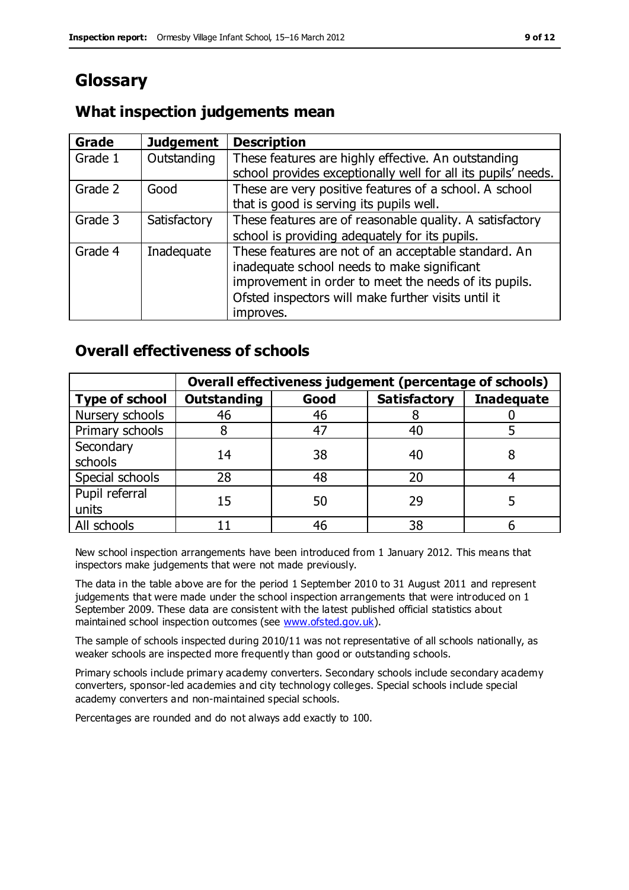# Glossary

## What inspection judgements mean

| Grade | Judgement | Description |
|---|---|---|
| Grade 1 | Outstanding | These features are highly effective. An outstanding school provides exceptionally well for all its pupils' needs. |
| Grade 2 | Good | These are very positive features of a school. A school that is good is serving its pupils well. |
| Grade 3 | Satisfactory | These features are of reasonable quality. A satisfactory school is providing adequately for its pupils. |
| Grade 4 | Inadequate | These features are not of an acceptable standard. An inadequate school needs to make significant improvement in order to meet the needs of its pupils. Ofsted inspectors will make further visits until it improves. |

## Overall effectiveness of schools

| | Overall effectiveness judgement (percentage of schools) | | | |
|---|---|---|---|---|
| **Type of school** | **Outstanding** | **Good** | **Satisfactory** | **Inadequate** |
| Nursery schools | 46 | 46 | 8 | 0 |
| Primary schools | 8 | 47 | 40 | 5 |
| Secondary schools | 14 | 38 | 40 | 8 |
| Special schools | 28 | 48 | 20 | 4 |
| Pupil referral units | 15 | 50 | 29 | 5 |
| All schools | 11 | 46 | 38 | 6 |

New school inspection arrangements have been introduced from 1 January 2012. This means that inspectors make judgements that were not made previously.

The data in the table above are for the period 1 September 2010 to 31 August 2011 and represent judgements that were made under the school inspection arrangements that were introduced on 1 September 2009. These data are consistent with the latest published official statistics about maintained school inspection outcomes (see www.ofsted.gov.uk).

The sample of schools inspected during 2010/11 was not representative of all schools nationally, as weaker schools are inspected more frequently than good or outstanding schools.

Primary schools include primary academy converters. Secondary schools include secondary academy converters, sponsor-led academies and city technology colleges. Special schools include special academy converters and non-maintained special schools.

Percentages are rounded and do not always add exactly to 100.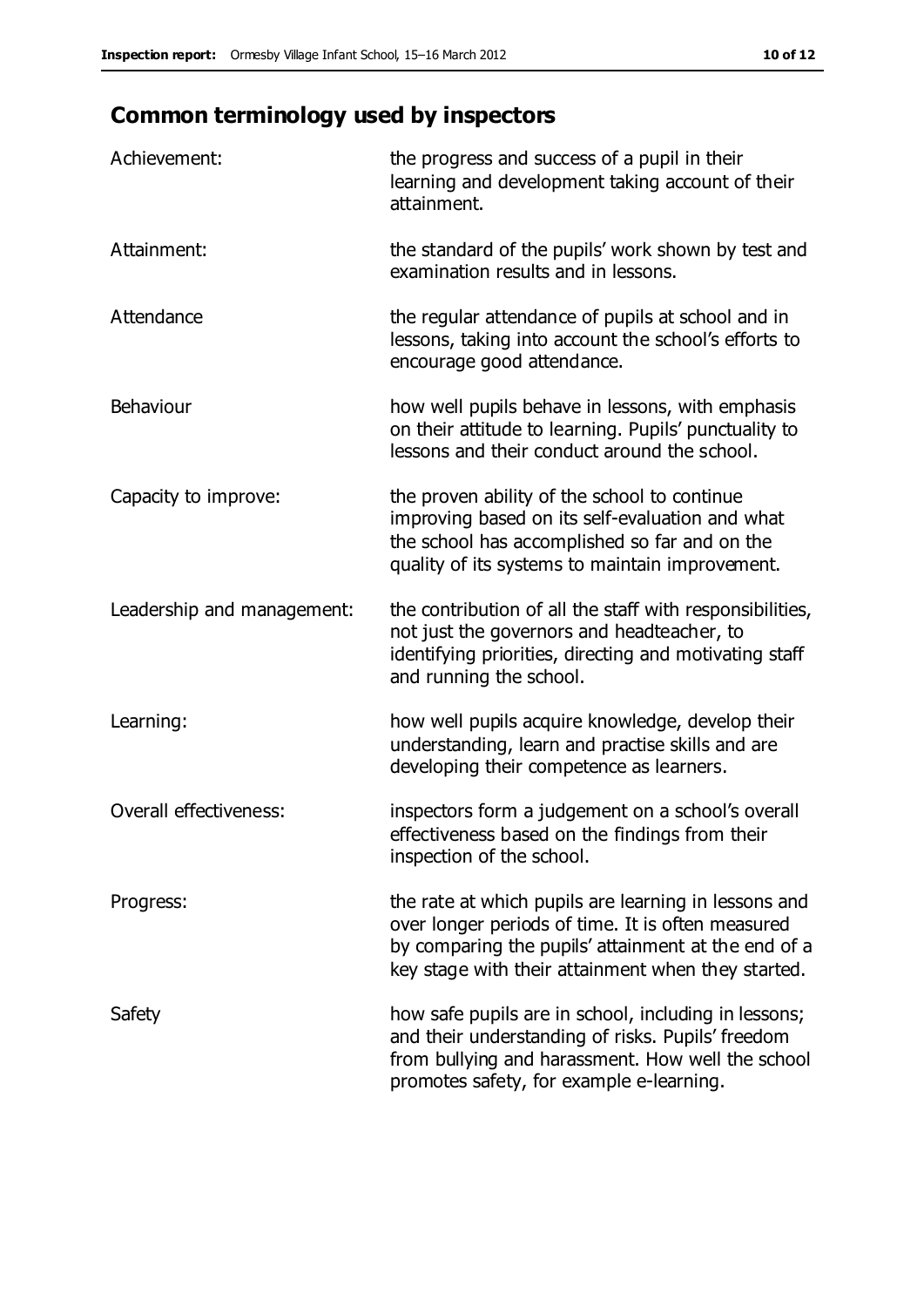## Common terminology used by inspectors

| | |
|---|---|
| Achievement: | the progress and success of a pupil in their learning and development taking account of their attainment. |
| Attainment: | the standard of the pupils' work shown by test and examination results and in lessons. |
| Attendance | the regular attendance of pupils at school and in lessons, taking into account the school's efforts to encourage good attendance. |
| Behaviour | how well pupils behave in lessons, with emphasis on their attitude to learning. Pupils' punctuality to lessons and their conduct around the school. |
| Capacity to improve: | the proven ability of the school to continue improving based on its self-evaluation and what the school has accomplished so far and on the quality of its systems to maintain improvement. |
| Leadership and management: | the contribution of all the staff with responsibilities, not just the governors and headteacher, to identifying priorities, directing and motivating staff and running the school. |
| Learning: | how well pupils acquire knowledge, develop their understanding, learn and practise skills and are developing their competence as learners. |
| Overall effectiveness: | inspectors form a judgement on a school's overall effectiveness based on the findings from their inspection of the school. |
| Progress: | the rate at which pupils are learning in lessons and over longer periods of time. It is often measured by comparing the pupils' attainment at the end of a key stage with their attainment when they started. |
| Safety | how safe pupils are in school, including in lessons; and their understanding of risks. Pupils' freedom from bullying and harassment. How well the school promotes safety, for example e-learning. |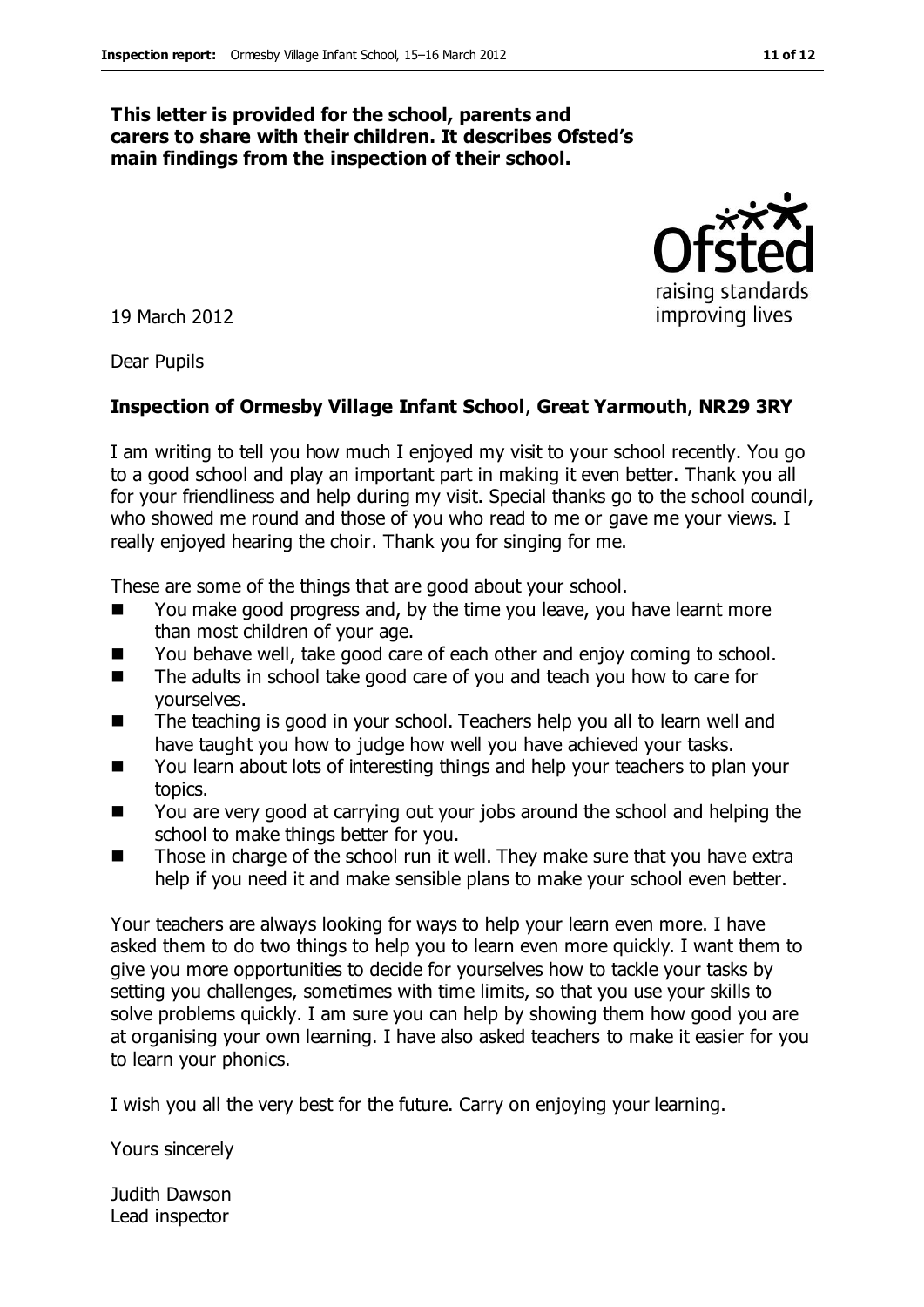**This letter is provided for the school, parents and carers to share with their children. It describes Ofsted's main findings from the inspection of their school.**

19 March 2012

Dear Pupils

**Inspection of Ormesby Village Infant School, Great Yarmouth, NR29 3RY**

I am writing to tell you how much I enjoyed my visit to your school recently. You go to a good school and play an important part in making it even better. Thank you all for your friendliness and help during my visit. Special thanks go to the school council, who showed me round and those of you who read to me or gave me your views. I really enjoyed hearing the choir. Thank you for singing for me.

These are some of the things that are good about your school.

- You make good progress and, by the time you leave, you have learnt more than most children of your age.
- You behave well, take good care of each other and enjoy coming to school.
- The adults in school take good care of you and teach you how to care for yourselves.
- The teaching is good in your school. Teachers help you all to learn well and have taught you how to judge how well you have achieved your tasks.
- You learn about lots of interesting things and help your teachers to plan your topics.
- You are very good at carrying out your jobs around the school and helping the school to make things better for you.
- Those in charge of the school run it well. They make sure that you have extra help if you need it and make sensible plans to make your school even better.

Your teachers are always looking for ways to help your learn even more. I have asked them to do two things to help you to learn even more quickly. I want them to give you more opportunities to decide for yourselves how to tackle your tasks by setting you challenges, sometimes with time limits, so that you use your skills to solve problems quickly. I am sure you can help by showing them how good you are at organising your own learning. I have also asked teachers to make it easier for you to learn your phonics.

I wish you all the very best for the future. Carry on enjoying your learning.

Yours sincerely

Judith Dawson
Lead inspector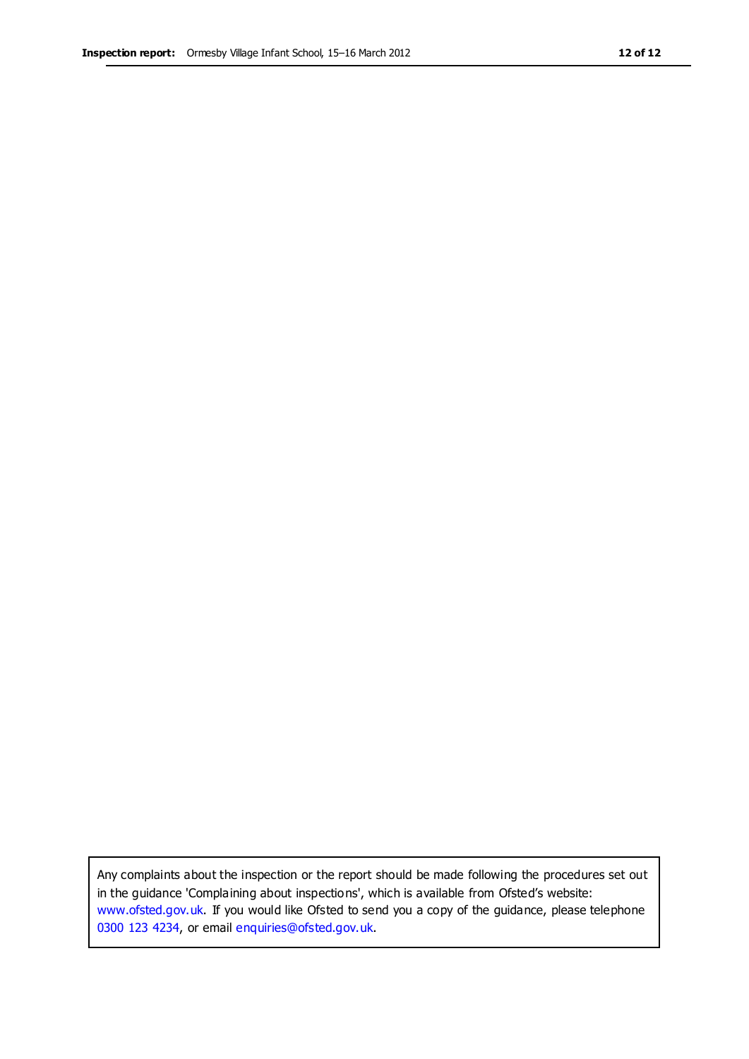Any complaints about the inspection or the report should be made following the procedures set out in the guidance 'Complaining about inspections', which is available from Ofsted's website: www.ofsted.gov.uk. If you would like Ofsted to send you a copy of the guidance, please telephone 0300 123 4234, or email enquiries@ofsted.gov.uk.